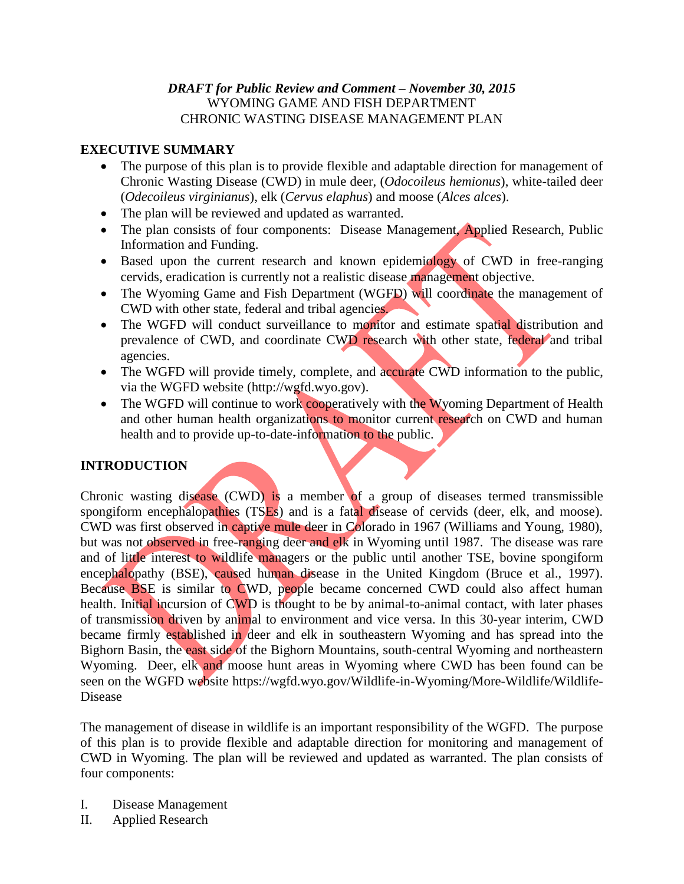*DRAFT for Public Review and Comment – November 30, 2015*
WYOMING GAME AND FISH DEPARTMENT
CHRONIC WASTING DISEASE MANAGEMENT PLAN

## EXECUTIVE SUMMARY

- The purpose of this plan is to provide flexible and adaptable direction for management of Chronic Wasting Disease (CWD) in mule deer, (*Odocoileus hemionus*), white-tailed deer (*Odecoileus virginianus*), elk (*Cervus elaphus*) and moose (*Alces alces*).
- The plan will be reviewed and updated as warranted.
- The plan consists of four components: Disease Management, Applied Research, Public Information and Funding.
- Based upon the current research and known epidemiology of CWD in free-ranging cervids, eradication is currently not a realistic disease management objective.
- The Wyoming Game and Fish Department (WGFD) will coordinate the management of CWD with other state, federal and tribal agencies.
- The WGFD will conduct surveillance to monitor and estimate spatial distribution and prevalence of CWD, and coordinate CWD research with other state, federal and tribal agencies.
- The WGFD will provide timely, complete, and accurate CWD information to the public, via the WGFD website (http://wgfd.wyo.gov).
- The WGFD will continue to work cooperatively with the Wyoming Department of Health and other human health organizations to monitor current research on CWD and human health and to provide up-to-date-information to the public.

## INTRODUCTION

Chronic wasting disease (CWD) is a member of a group of diseases termed transmissible spongiform encephalopathies (TSEs) and is a fatal disease of cervids (deer, elk, and moose). CWD was first observed in captive mule deer in Colorado in 1967 (Williams and Young, 1980), but was not observed in free-ranging deer and elk in Wyoming until 1987. The disease was rare and of little interest to wildlife managers or the public until another TSE, bovine spongiform encephalopathy (BSE), caused human disease in the United Kingdom (Bruce et al., 1997). Because BSE is similar to CWD, people became concerned CWD could also affect human health. Initial incursion of CWD is thought to be by animal-to-animal contact, with later phases of transmission driven by animal to environment and vice versa. In this 30-year interim, CWD became firmly established in deer and elk in southeastern Wyoming and has spread into the Bighorn Basin, the east side of the Bighorn Mountains, south-central Wyoming and northeastern Wyoming. Deer, elk and moose hunt areas in Wyoming where CWD has been found can be seen on the WGFD website https://wgfd.wyo.gov/Wildlife-in-Wyoming/More-Wildlife/Wildlife-Disease

The management of disease in wildlife is an important responsibility of the WGFD. The purpose of this plan is to provide flexible and adaptable direction for monitoring and management of CWD in Wyoming. The plan will be reviewed and updated as warranted. The plan consists of four components:

I. Disease Management
II. Applied Research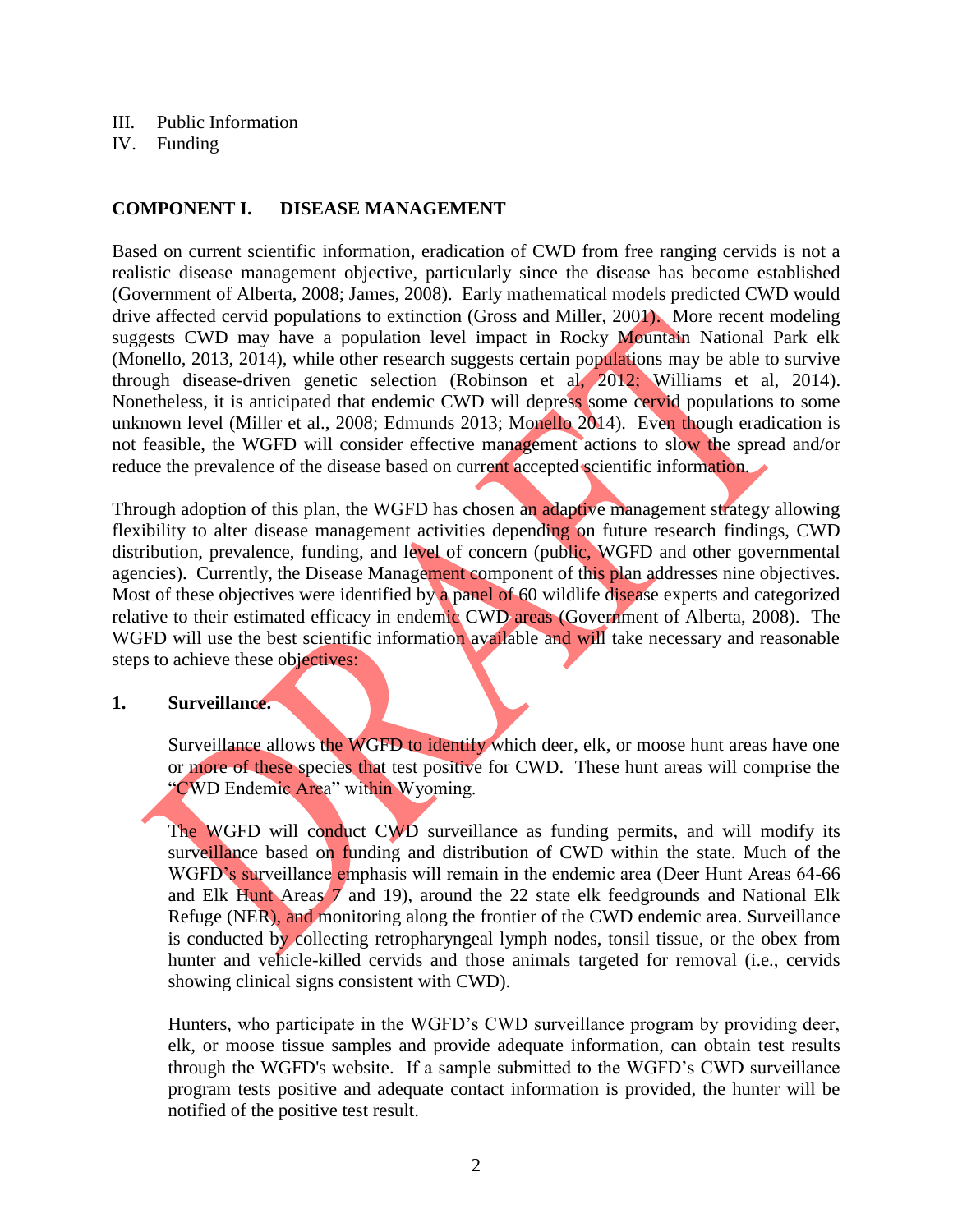III. Public Information
IV. Funding

## COMPONENT I. DISEASE MANAGEMENT

Based on current scientific information, eradication of CWD from free ranging cervids is not a realistic disease management objective, particularly since the disease has become established (Government of Alberta, 2008; James, 2008). Early mathematical models predicted CWD would drive affected cervid populations to extinction (Gross and Miller, 2001). More recent modeling suggests CWD may have a population level impact in Rocky Mountain National Park elk (Monello, 2013, 2014), while other research suggests certain populations may be able to survive through disease-driven genetic selection (Robinson et al, 2012; Williams et al, 2014). Nonetheless, it is anticipated that endemic CWD will depress some cervid populations to some unknown level (Miller et al., 2008; Edmunds 2013; Monello 2014). Even though eradication is not feasible, the WGFD will consider effective management actions to slow the spread and/or reduce the prevalence of the disease based on current accepted scientific information.

Through adoption of this plan, the WGFD has chosen an adaptive management strategy allowing flexibility to alter disease management activities depending on future research findings, CWD distribution, prevalence, funding, and level of concern (public, WGFD and other governmental agencies). Currently, the Disease Management component of this plan addresses nine objectives. Most of these objectives were identified by a panel of 60 wildlife disease experts and categorized relative to their estimated efficacy in endemic CWD areas (Government of Alberta, 2008). The WGFD will use the best scientific information available and will take necessary and reasonable steps to achieve these objectives:

### 1. Surveillance.

Surveillance allows the WGFD to identify which deer, elk, or moose hunt areas have one or more of these species that test positive for CWD. These hunt areas will comprise the "CWD Endemic Area" within Wyoming.

The WGFD will conduct CWD surveillance as funding permits, and will modify its surveillance based on funding and distribution of CWD within the state. Much of the WGFD's surveillance emphasis will remain in the endemic area (Deer Hunt Areas 64-66 and Elk Hunt Areas 7 and 19), around the 22 state elk feedgrounds and National Elk Refuge (NER), and monitoring along the frontier of the CWD endemic area. Surveillance is conducted by collecting retropharyngeal lymph nodes, tonsil tissue, or the obex from hunter and vehicle-killed cervids and those animals targeted for removal (i.e., cervids showing clinical signs consistent with CWD).

Hunters, who participate in the WGFD's CWD surveillance program by providing deer, elk, or moose tissue samples and provide adequate information, can obtain test results through the WGFD's website. If a sample submitted to the WGFD's CWD surveillance program tests positive and adequate contact information is provided, the hunter will be notified of the positive test result.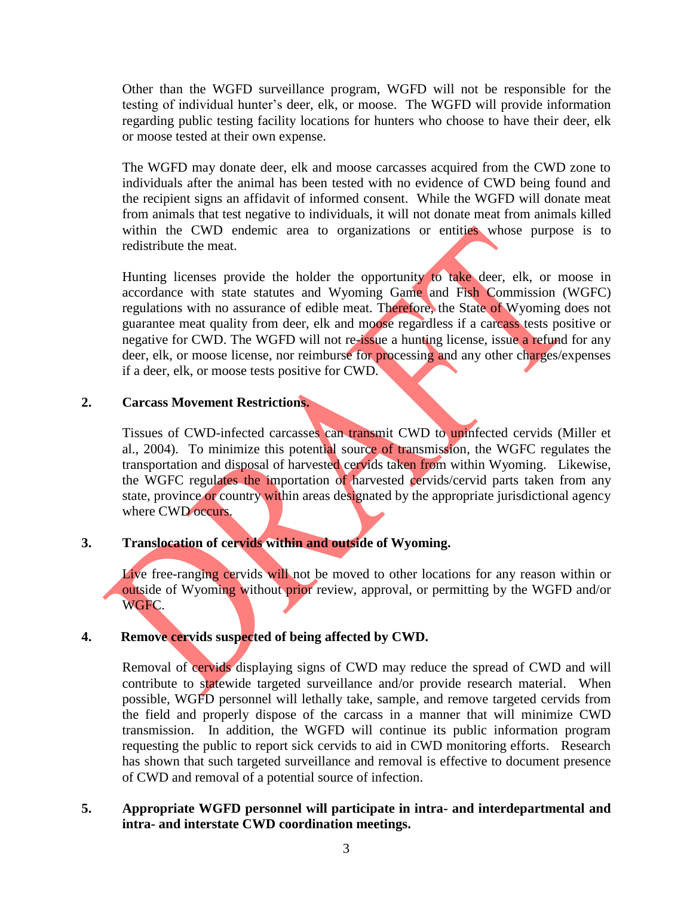Other than the WGFD surveillance program, WGFD will not be responsible for the testing of individual hunter's deer, elk, or moose. The WGFD will provide information regarding public testing facility locations for hunters who choose to have their deer, elk or moose tested at their own expense.

The WGFD may donate deer, elk and moose carcasses acquired from the CWD zone to individuals after the animal has been tested with no evidence of CWD being found and the recipient signs an affidavit of informed consent. While the WGFD will donate meat from animals that test negative to individuals, it will not donate meat from animals killed within the CWD endemic area to organizations or entities whose purpose is to redistribute the meat.

Hunting licenses provide the holder the opportunity to take deer, elk, or moose in accordance with state statutes and Wyoming Game and Fish Commission (WGFC) regulations with no assurance of edible meat. Therefore, the State of Wyoming does not guarantee meat quality from deer, elk and moose regardless if a carcass tests positive or negative for CWD. The WGFD will not re-issue a hunting license, issue a refund for any deer, elk, or moose license, nor reimburse for processing and any other charges/expenses if a deer, elk, or moose tests positive for CWD.

**2. Carcass Movement Restrictions.**

Tissues of CWD-infected carcasses can transmit CWD to uninfected cervids (Miller et al., 2004). To minimize this potential source of transmission, the WGFC regulates the transportation and disposal of harvested cervids taken from within Wyoming. Likewise, the WGFC regulates the importation of harvested cervids/cervid parts taken from any state, province or country within areas designated by the appropriate jurisdictional agency where CWD occurs.

**3. Translocation of cervids within and outside of Wyoming.**

Live free-ranging cervids will not be moved to other locations for any reason within or outside of Wyoming without prior review, approval, or permitting by the WGFD and/or WGFC.

**4. Remove cervids suspected of being affected by CWD.**

Removal of cervids displaying signs of CWD may reduce the spread of CWD and will contribute to statewide targeted surveillance and/or provide research material. When possible, WGFD personnel will lethally take, sample, and remove targeted cervids from the field and properly dispose of the carcass in a manner that will minimize CWD transmission. In addition, the WGFD will continue its public information program requesting the public to report sick cervids to aid in CWD monitoring efforts. Research has shown that such targeted surveillance and removal is effective to document presence of CWD and removal of a potential source of infection.

**5. Appropriate WGFD personnel will participate in intra- and interdepartmental and intra- and interstate CWD coordination meetings.**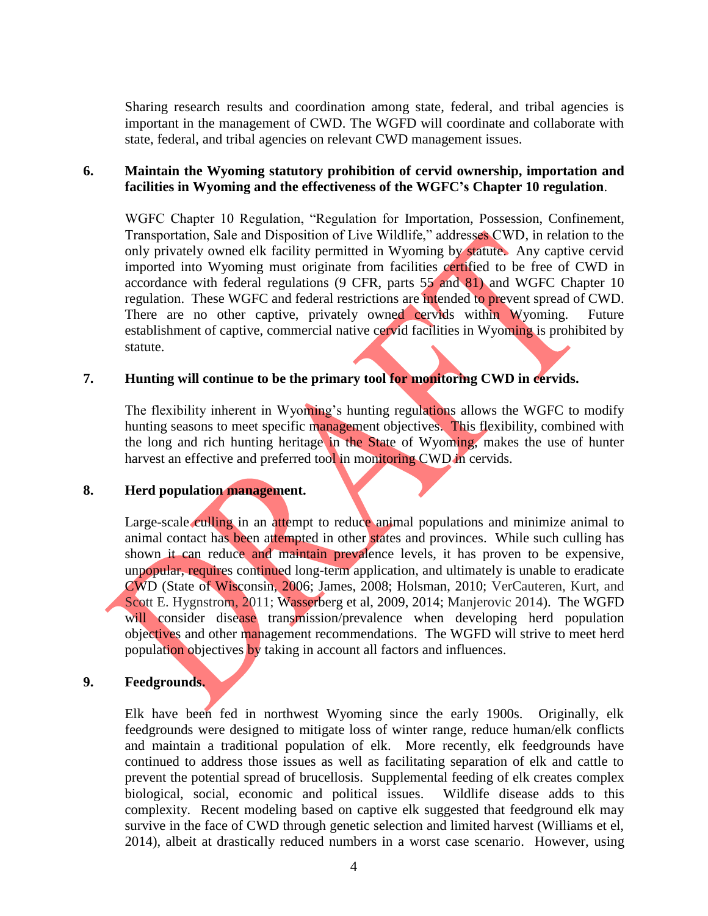Sharing research results and coordination among state, federal, and tribal agencies is important in the management of CWD. The WGFD will coordinate and collaborate with state, federal, and tribal agencies on relevant CWD management issues.

**6. Maintain the Wyoming statutory prohibition of cervid ownership, importation and facilities in Wyoming and the effectiveness of the WGFC's Chapter 10 regulation**.

WGFC Chapter 10 Regulation, "Regulation for Importation, Possession, Confinement, Transportation, Sale and Disposition of Live Wildlife," addresses CWD, in relation to the only privately owned elk facility permitted in Wyoming by statute. Any captive cervid imported into Wyoming must originate from facilities certified to be free of CWD in accordance with federal regulations (9 CFR, parts 55 and 81) and WGFC Chapter 10 regulation. These WGFC and federal restrictions are intended to prevent spread of CWD. There are no other captive, privately owned cervids within Wyoming. Future establishment of captive, commercial native cervid facilities in Wyoming is prohibited by statute.

**7. Hunting will continue to be the primary tool for monitoring CWD in cervids.**

The flexibility inherent in Wyoming's hunting regulations allows the WGFC to modify hunting seasons to meet specific management objectives. This flexibility, combined with the long and rich hunting heritage in the State of Wyoming, makes the use of hunter harvest an effective and preferred tool in monitoring CWD in cervids.

**8. Herd population management.**

Large-scale culling in an attempt to reduce animal populations and minimize animal to animal contact has been attempted in other states and provinces. While such culling has shown it can reduce and maintain prevalence levels, it has proven to be expensive, unpopular, requires continued long-term application, and ultimately is unable to eradicate CWD (State of Wisconsin, 2006; James, 2008; Holsman, 2010; VerCauteren, Kurt, and Scott E. Hygnstrom, 2011; Wasserberg et al, 2009, 2014; Manjerovic 2014). The WGFD will consider disease transmission/prevalence when developing herd population objectives and other management recommendations. The WGFD will strive to meet herd population objectives by taking in account all factors and influences.

**9. Feedgrounds.**

Elk have been fed in northwest Wyoming since the early 1900s. Originally, elk feedgrounds were designed to mitigate loss of winter range, reduce human/elk conflicts and maintain a traditional population of elk. More recently, elk feedgrounds have continued to address those issues as well as facilitating separation of elk and cattle to prevent the potential spread of brucellosis. Supplemental feeding of elk creates complex biological, social, economic and political issues. Wildlife disease adds to this complexity. Recent modeling based on captive elk suggested that feedground elk may survive in the face of CWD through genetic selection and limited harvest (Williams et el, 2014), albeit at drastically reduced numbers in a worst case scenario. However, using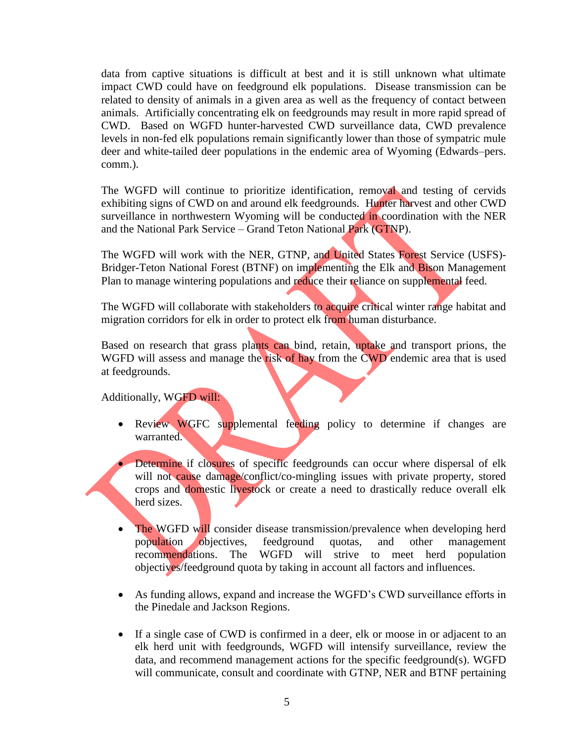data from captive situations is difficult at best and it is still unknown what ultimate impact CWD could have on feedground elk populations. Disease transmission can be related to density of animals in a given area as well as the frequency of contact between animals. Artificially concentrating elk on feedgrounds may result in more rapid spread of CWD. Based on WGFD hunter-harvested CWD surveillance data, CWD prevalence levels in non-fed elk populations remain significantly lower than those of sympatric mule deer and white-tailed deer populations in the endemic area of Wyoming (Edwards–pers. comm.).

The WGFD will continue to prioritize identification, removal and testing of cervids exhibiting signs of CWD on and around elk feedgrounds. Hunter harvest and other CWD surveillance in northwestern Wyoming will be conducted in coordination with the NER and the National Park Service – Grand Teton National Park (GTNP).

The WGFD will work with the NER, GTNP, and United States Forest Service (USFS)-Bridger-Teton National Forest (BTNF) on implementing the Elk and Bison Management Plan to manage wintering populations and reduce their reliance on supplemental feed.

The WGFD will collaborate with stakeholders to acquire critical winter range habitat and migration corridors for elk in order to protect elk from human disturbance.

Based on research that grass plants can bind, retain, uptake and transport prions, the WGFD will assess and manage the risk of hay from the CWD endemic area that is used at feedgrounds.

Additionally, WGFD will:

- Review WGFC supplemental feeding policy to determine if changes are warranted.
- Determine if closures of specific feedgrounds can occur where dispersal of elk will not cause damage/conflict/co-mingling issues with private property, stored crops and domestic livestock or create a need to drastically reduce overall elk herd sizes.
- The WGFD will consider disease transmission/prevalence when developing herd population objectives, feedground quotas, and other management recommendations. The WGFD will strive to meet herd population objectives/feedground quota by taking in account all factors and influences.
- As funding allows, expand and increase the WGFD's CWD surveillance efforts in the Pinedale and Jackson Regions.
- If a single case of CWD is confirmed in a deer, elk or moose in or adjacent to an elk herd unit with feedgrounds, WGFD will intensify surveillance, review the data, and recommend management actions for the specific feedground(s). WGFD will communicate, consult and coordinate with GTNP, NER and BTNF pertaining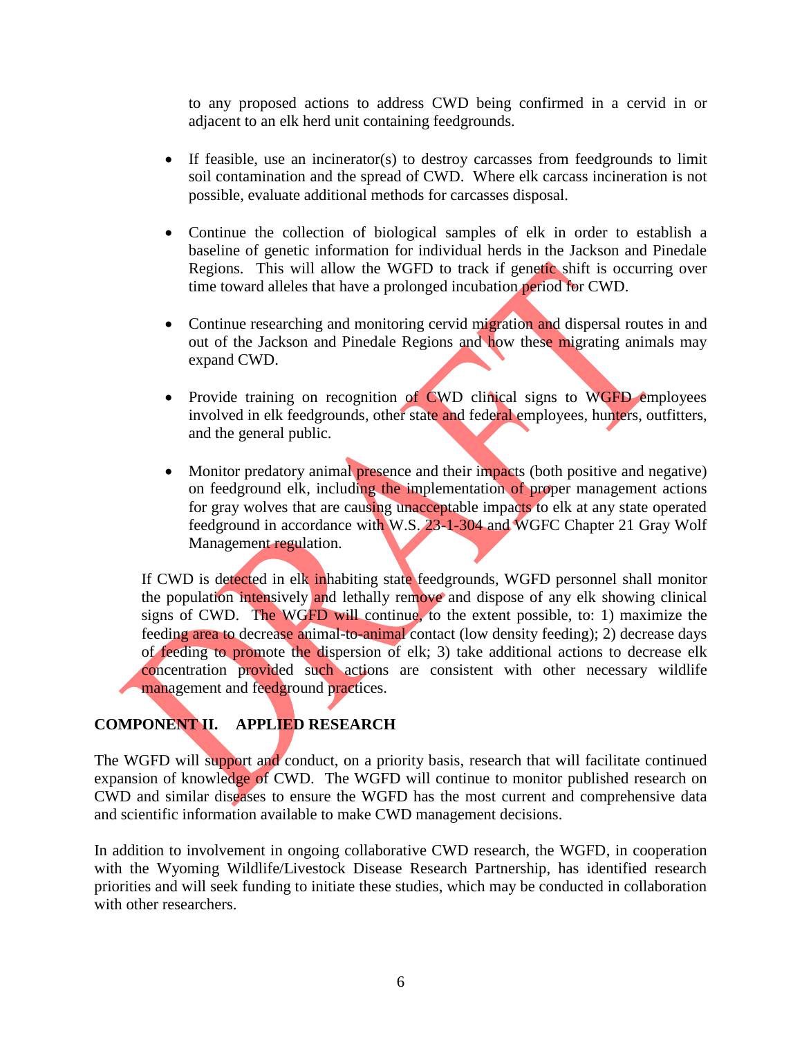to any proposed actions to address CWD being confirmed in a cervid in or adjacent to an elk herd unit containing feedgrounds.

- If feasible, use an incinerator(s) to destroy carcasses from feedgrounds to limit soil contamination and the spread of CWD. Where elk carcass incineration is not possible, evaluate additional methods for carcasses disposal.

- Continue the collection of biological samples of elk in order to establish a baseline of genetic information for individual herds in the Jackson and Pinedale Regions. This will allow the WGFD to track if genetic shift is occurring over time toward alleles that have a prolonged incubation period for CWD.

- Continue researching and monitoring cervid migration and dispersal routes in and out of the Jackson and Pinedale Regions and how these migrating animals may expand CWD.

- Provide training on recognition of CWD clinical signs to WGFD employees involved in elk feedgrounds, other state and federal employees, hunters, outfitters, and the general public.

- Monitor predatory animal presence and their impacts (both positive and negative) on feedground elk, including the implementation of proper management actions for gray wolves that are causing unacceptable impacts to elk at any state operated feedground in accordance with W.S. 23-1-304 and WGFC Chapter 21 Gray Wolf Management regulation.

If CWD is detected in elk inhabiting state feedgrounds, WGFD personnel shall monitor the population intensively and lethally remove and dispose of any elk showing clinical signs of CWD. The WGFD will continue, to the extent possible, to: 1) maximize the feeding area to decrease animal-to-animal contact (low density feeding); 2) decrease days of feeding to promote the dispersion of elk; 3) take additional actions to decrease elk concentration provided such actions are consistent with other necessary wildlife management and feedground practices.

## COMPONENT II. APPLIED RESEARCH

The WGFD will support and conduct, on a priority basis, research that will facilitate continued expansion of knowledge of CWD. The WGFD will continue to monitor published research on CWD and similar diseases to ensure the WGFD has the most current and comprehensive data and scientific information available to make CWD management decisions.

In addition to involvement in ongoing collaborative CWD research, the WGFD, in cooperation with the Wyoming Wildlife/Livestock Disease Research Partnership, has identified research priorities and will seek funding to initiate these studies, which may be conducted in collaboration with other researchers.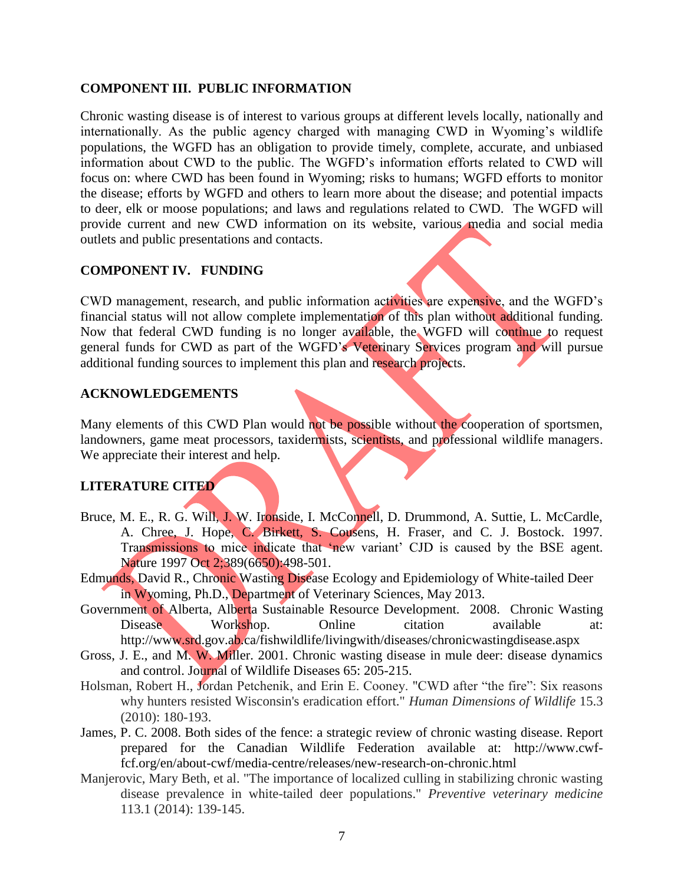## COMPONENT III. PUBLIC INFORMATION

Chronic wasting disease is of interest to various groups at different levels locally, nationally and internationally. As the public agency charged with managing CWD in Wyoming's wildlife populations, the WGFD has an obligation to provide timely, complete, accurate, and unbiased information about CWD to the public. The WGFD's information efforts related to CWD will focus on: where CWD has been found in Wyoming; risks to humans; WGFD efforts to monitor the disease; efforts by WGFD and others to learn more about the disease; and potential impacts to deer, elk or moose populations; and laws and regulations related to CWD. The WGFD will provide current and new CWD information on its website, various media and social media outlets and public presentations and contacts.

## COMPONENT IV. FUNDING

CWD management, research, and public information activities are expensive, and the WGFD's financial status will not allow complete implementation of this plan without additional funding. Now that federal CWD funding is no longer available, the WGFD will continue to request general funds for CWD as part of the WGFD's Veterinary Services program and will pursue additional funding sources to implement this plan and research projects.

## ACKNOWLEDGEMENTS

Many elements of this CWD Plan would not be possible without the cooperation of sportsmen, landowners, game meat processors, taxidermists, scientists, and professional wildlife managers. We appreciate their interest and help.

## LITERATURE CITED

Bruce, M. E., R. G. Will, J. W. Ironside, I. McConnell, D. Drummond, A. Suttie, L. McCardle, A. Chree, J. Hope, C. Birkett, S. Cousens, H. Fraser, and C. J. Bostock. 1997. Transmissions to mice indicate that 'new variant' CJD is caused by the BSE agent. Nature 1997 Oct 2;389(6650):498-501.

Edmunds, David R., Chronic Wasting Disease Ecology and Epidemiology of White-tailed Deer in Wyoming, Ph.D., Department of Veterinary Sciences, May 2013.

Government of Alberta, Alberta Sustainable Resource Development. 2008. Chronic Wasting Disease Workshop. Online citation available at: http://www.srd.gov.ab.ca/fishwildlife/livingwith/diseases/chronicwastingdisease.aspx

Gross, J. E., and M. W. Miller. 2001. Chronic wasting disease in mule deer: disease dynamics and control. Journal of Wildlife Diseases 65: 205-215.

Holsman, Robert H., Jordan Petchenik, and Erin E. Cooney. "CWD after "the fire": Six reasons why hunters resisted Wisconsin's eradication effort." *Human Dimensions of Wildlife* 15.3 (2010): 180-193.

James, P. C. 2008. Both sides of the fence: a strategic review of chronic wasting disease. Report prepared for the Canadian Wildlife Federation available at: http://www.cwf-fcf.org/en/about-cwf/media-centre/releases/new-research-on-chronic.html

Manjerovic, Mary Beth, et al. "The importance of localized culling in stabilizing chronic wasting disease prevalence in white-tailed deer populations." *Preventive veterinary medicine* 113.1 (2014): 139-145.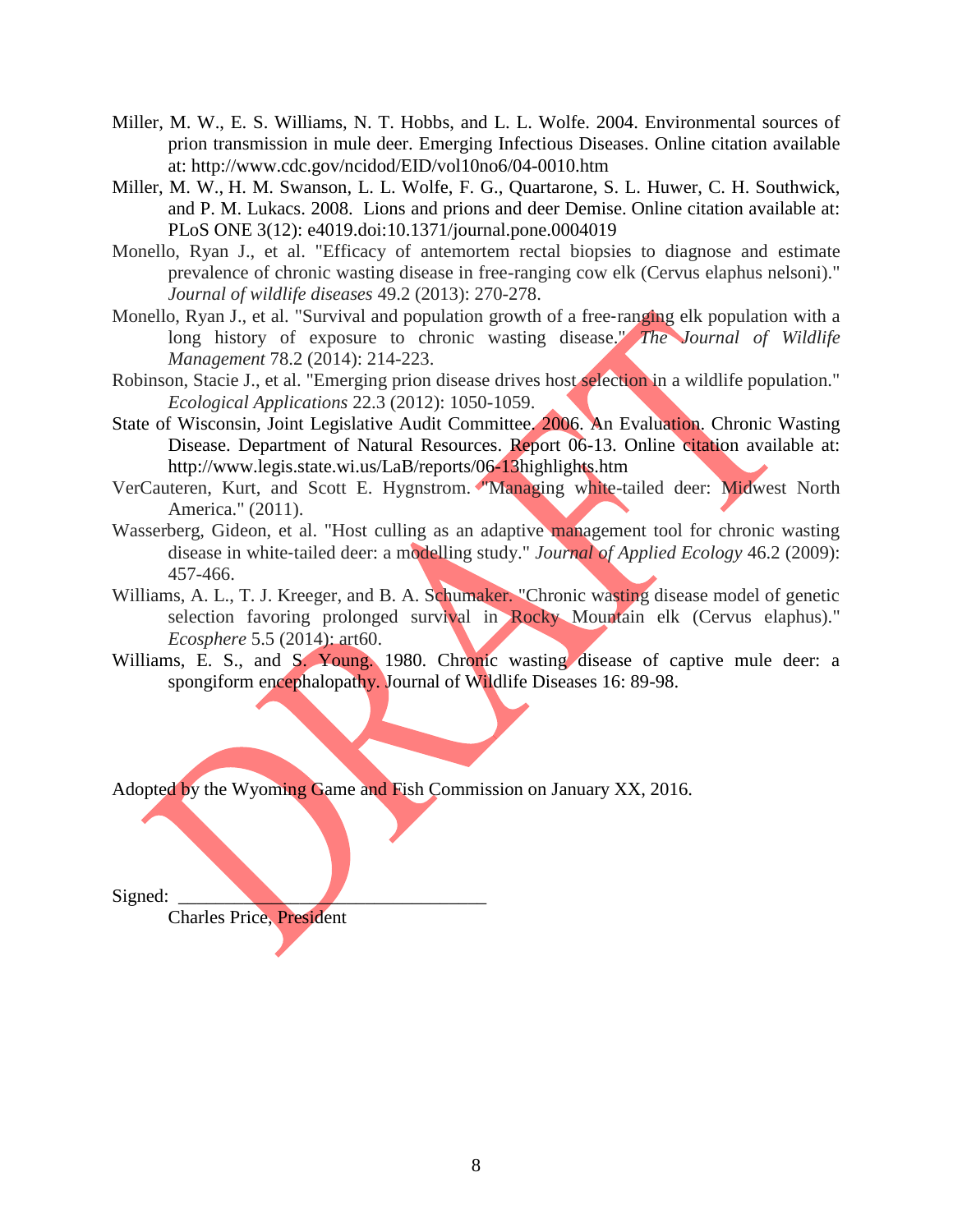Miller, M. W., E. S. Williams, N. T. Hobbs, and L. L. Wolfe. 2004. Environmental sources of prion transmission in mule deer. Emerging Infectious Diseases. Online citation available at: http://www.cdc.gov/ncidod/EID/vol10no6/04-0010.htm

Miller, M. W., H. M. Swanson, L. L. Wolfe, F. G., Quartarone, S. L. Huwer, C. H. Southwick, and P. M. Lukacs. 2008. Lions and prions and deer Demise. Online citation available at: PLoS ONE 3(12): e4019.doi:10.1371/journal.pone.0004019

Monello, Ryan J., et al. "Efficacy of antemortem rectal biopsies to diagnose and estimate prevalence of chronic wasting disease in free-ranging cow elk (Cervus elaphus nelsoni)." *Journal of wildlife diseases* 49.2 (2013): 270-278.

Monello, Ryan J., et al. "Survival and population growth of a free-ranging elk population with a long history of exposure to chronic wasting disease." *The Journal of Wildlife Management* 78.2 (2014): 214-223.

Robinson, Stacie J., et al. "Emerging prion disease drives host selection in a wildlife population." *Ecological Applications* 22.3 (2012): 1050-1059.

State of Wisconsin, Joint Legislative Audit Committee. 2006. An Evaluation. Chronic Wasting Disease. Department of Natural Resources. Report 06-13. Online citation available at: http://www.legis.state.wi.us/LaB/reports/06-13highlights.htm

VerCauteren, Kurt, and Scott E. Hygnstrom. "Managing white-tailed deer: Midwest North America." (2011).

Wasserberg, Gideon, et al. "Host culling as an adaptive management tool for chronic wasting disease in white-tailed deer: a modelling study." *Journal of Applied Ecology* 46.2 (2009): 457-466.

Williams, A. L., T. J. Kreeger, and B. A. Schumaker. "Chronic wasting disease model of genetic selection favoring prolonged survival in Rocky Mountain elk (Cervus elaphus)." *Ecosphere* 5.5 (2014): art60.

Williams, E. S., and S. Young. 1980. Chronic wasting disease of captive mule deer: a spongiform encephalopathy. Journal of Wildlife Diseases 16: 89-98.

Adopted by the Wyoming Game and Fish Commission on January XX, 2016.

Signed: _________________________________

Charles Price, President